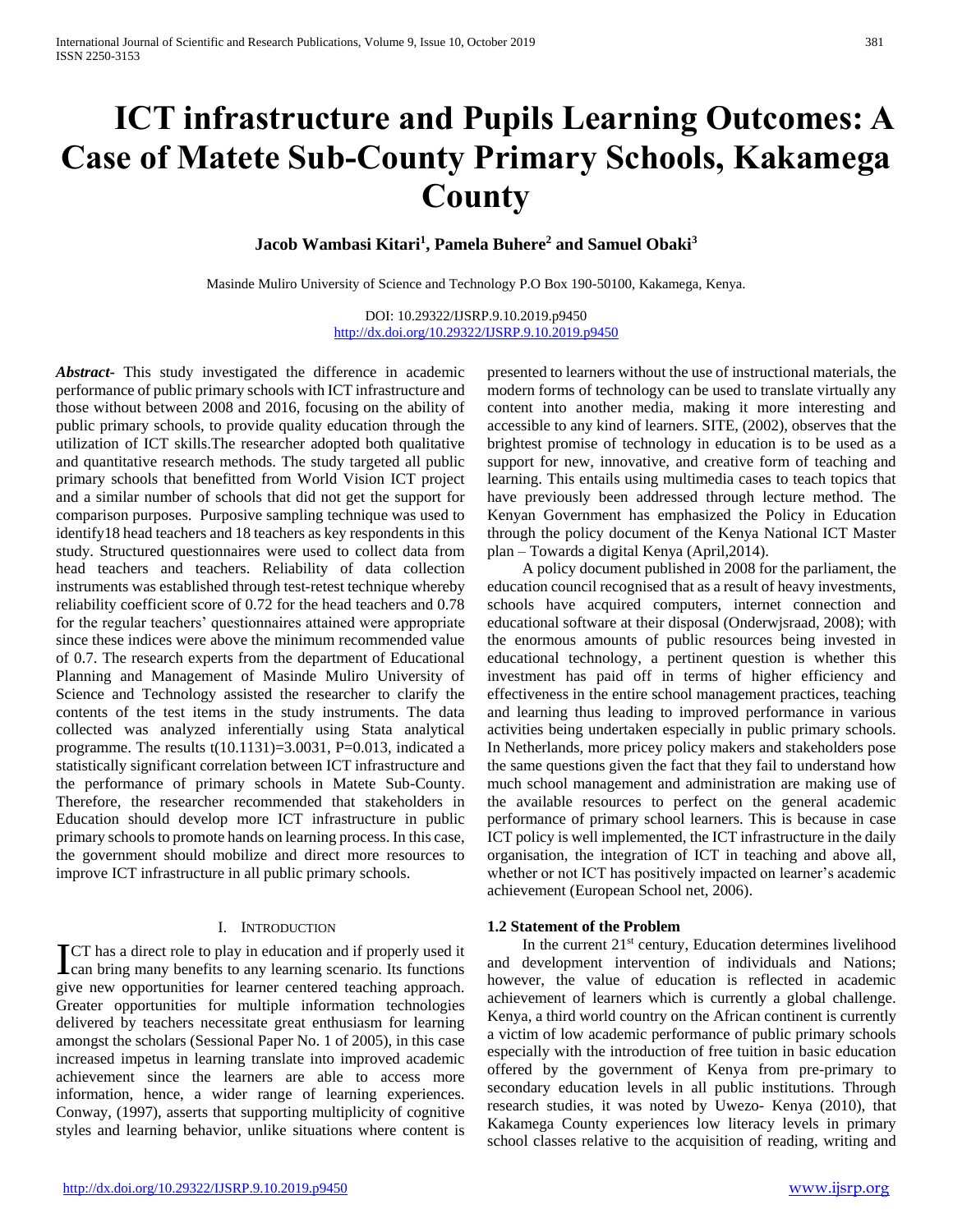# ICT infrastructure and Pupils Learning Outcomes: A Case of Matete Sub-County Primary Schools, Kakamega County

**Jacob Wambasi Kitari[1], Pamela Buhere[2] and Samuel Obaki[3]**

Masinde Muliro University of Science and Technology P.O Box 190-50100, Kakamega, Kenya.

DOI: 10.29322/IJSRP.9.10.2019.p9450
http://dx.doi.org/10.29322/IJSRP.9.10.2019.p9450

***Abstract***- This study investigated the difference in academic performance of public primary schools with ICT infrastructure and those without between 2008 and 2016, focusing on the ability of public primary schools, to provide quality education through the utilization of ICT skills.The researcher adopted both qualitative and quantitative research methods. The study targeted all public primary schools that benefitted from World Vision ICT project and a similar number of schools that did not get the support for comparison purposes. Purposive sampling technique was used to identify18 head teachers and 18 teachers as key respondents in this study. Structured questionnaires were used to collect data from head teachers and teachers. Reliability of data collection instruments was established through test-retest technique whereby reliability coefficient score of 0.72 for the head teachers and 0.78 for the regular teachers' questionnaires attained were appropriate since these indices were above the minimum recommended value of 0.7. The research experts from the department of Educational Planning and Management of Masinde Muliro University of Science and Technology assisted the researcher to clarify the contents of the test items in the study instruments. The data collected was analyzed inferentially using Stata analytical programme. The results $t(10.1131)=3.0031$, $P=0.013$, indicated a statistically significant correlation between ICT infrastructure and the performance of primary schools in Matete Sub-County. Therefore, the researcher recommended that stakeholders in Education should develop more ICT infrastructure in public primary schools to promote hands on learning process. In this case, the government should mobilize and direct more resources to improve ICT infrastructure in all public primary schools.

## I. Introduction

ICT has a direct role to play in education and if properly used it can bring many benefits to any learning scenario. Its functions give new opportunities for learner centered teaching approach. Greater opportunities for multiple information technologies delivered by teachers necessitate great enthusiasm for learning amongst the scholars (Sessional Paper No. 1 of 2005), in this case increased impetus in learning translate into improved academic achievement since the learners are able to access more information, hence, a wider range of learning experiences. Conway, (1997), asserts that supporting multiplicity of cognitive styles and learning behavior, unlike situations where content is presented to learners without the use of instructional materials, the modern forms of technology can be used to translate virtually any content into another media, making it more interesting and accessible to any kind of learners. SITE, (2002), observes that the brightest promise of technology in education is to be used as a support for new, innovative, and creative form of teaching and learning. This entails using multimedia cases to teach topics that have previously been addressed through lecture method. The Kenyan Government has emphasized the Policy in Education through the policy document of the Kenya National ICT Master plan – Towards a digital Kenya (April,2014).

A policy document published in 2008 for the parliament, the education council recognised that as a result of heavy investments, schools have acquired computers, internet connection and educational software at their disposal (Onderwjsraad, 2008); with the enormous amounts of public resources being invested in educational technology, a pertinent question is whether this investment has paid off in terms of higher efficiency and effectiveness in the entire school management practices, teaching and learning thus leading to improved performance in various activities being undertaken especially in public primary schools. In Netherlands, more pricey policy makers and stakeholders pose the same questions given the fact that they fail to understand how much school management and administration are making use of the available resources to perfect on the general academic performance of primary school learners. This is because in case ICT policy is well implemented, the ICT infrastructure in the daily organisation, the integration of ICT in teaching and above all, whether or not ICT has positively impacted on learner's academic achievement (European School net, 2006).

### 1.2 Statement of the Problem

In the current 21$^{st}$ century, Education determines livelihood and development intervention of individuals and Nations; however, the value of education is reflected in academic achievement of learners which is currently a global challenge. Kenya, a third world country on the African continent is currently a victim of low academic performance of public primary schools especially with the introduction of free tuition in basic education offered by the government of Kenya from pre-primary to secondary education levels in all public institutions. Through research studies, it was noted by Uwezo- Kenya (2010), that Kakamega County experiences low literacy levels in primary school classes relative to the acquisition of reading, writing and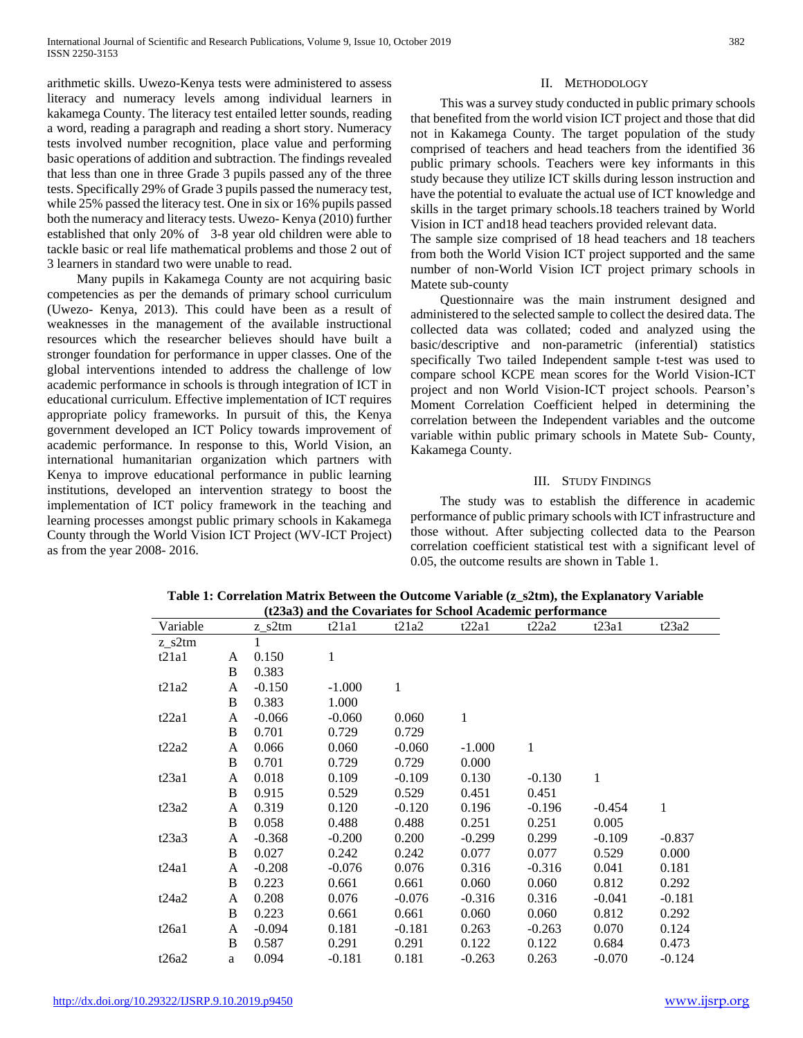arithmetic skills. Uwezo-Kenya tests were administered to assess literacy and numeracy levels among individual learners in kakamega County. The literacy test entailed letter sounds, reading a word, reading a paragraph and reading a short story. Numeracy tests involved number recognition, place value and performing basic operations of addition and subtraction. The findings revealed that less than one in three Grade 3 pupils passed any of the three tests. Specifically 29% of Grade 3 pupils passed the numeracy test, while 25% passed the literacy test. One in six or 16% pupils passed both the numeracy and literacy tests. Uwezo- Kenya (2010) further established that only 20% of 3-8 year old children were able to tackle basic or real life mathematical problems and those 2 out of 3 learners in standard two were unable to read.

Many pupils in Kakamega County are not acquiring basic competencies as per the demands of primary school curriculum (Uwezo- Kenya, 2013). This could have been as a result of weaknesses in the management of the available instructional resources which the researcher believes should have built a stronger foundation for performance in upper classes. One of the global interventions intended to address the challenge of low academic performance in schools is through integration of ICT in educational curriculum. Effective implementation of ICT requires appropriate policy frameworks. In pursuit of this, the Kenya government developed an ICT Policy towards improvement of academic performance. In response to this, World Vision, an international humanitarian organization which partners with Kenya to improve educational performance in public learning institutions, developed an intervention strategy to boost the implementation of ICT policy framework in the teaching and learning processes amongst public primary schools in Kakamega County through the World Vision ICT Project (WV-ICT Project) as from the year 2008- 2016.

## II. Methodology

This was a survey study conducted in public primary schools that benefited from the world vision ICT project and those that did not in Kakamega County. The target population of the study comprised of teachers and head teachers from the identified 36 public primary schools. Teachers were key informants in this study because they utilize ICT skills during lesson instruction and have the potential to evaluate the actual use of ICT knowledge and skills in the target primary schools.18 teachers trained by World Vision in ICT and18 head teachers provided relevant data.

The sample size comprised of 18 head teachers and 18 teachers from both the World Vision ICT project supported and the same number of non-World Vision ICT project primary schools in Matete sub-county

Questionnaire was the main instrument designed and administered to the selected sample to collect the desired data. The collected data was collated; coded and analyzed using the basic/descriptive and non-parametric (inferential) statistics specifically Two tailed Independent sample t-test was used to compare school KCPE mean scores for the World Vision-ICT project and non World Vision-ICT project schools. Pearson's Moment Correlation Coefficient helped in determining the correlation between the Independent variables and the outcome variable within public primary schools in Matete Sub- County, Kakamega County.

## III. Study Findings

The study was to establish the difference in academic performance of public primary schools with ICT infrastructure and those without. After subjecting collected data to the Pearson correlation coefficient statistical test with a significant level of 0.05, the outcome results are shown in Table 1.

**Table 1: Correlation Matrix Between the Outcome Variable (z_s2tm), the Explanatory Variable (t23a3) and the Covariates for School Academic performance**

| Variable | | z_s2tm | t21a1 | t21a2 | t22a1 | t22a2 | t23a1 | t23a2 |
|---|---|---|---|---|---|---|---|---|
| z_s2tm | | 1 | | | | | | |
| t21a1 | A | 0.150 | 1 | | | | | |
| | B | 0.383 | | | | | | |
| t21a2 | A | -0.150 | -1.000 | 1 | | | | |
| | B | 0.383 | 1.000 | | | | | |
| t22a1 | A | -0.066 | -0.060 | 0.060 | 1 | | | |
| | B | 0.701 | 0.729 | 0.729 | | | | |
| t22a2 | A | 0.066 | 0.060 | -0.060 | -1.000 | 1 | | |
| | B | 0.701 | 0.729 | 0.729 | 0.000 | | | |
| t23a1 | A | 0.018 | 0.109 | -0.109 | 0.130 | -0.130 | 1 | |
| | B | 0.915 | 0.529 | 0.529 | 0.451 | 0.451 | | |
| t23a2 | A | 0.319 | 0.120 | -0.120 | 0.196 | -0.196 | -0.454 | 1 |
| | B | 0.058 | 0.488 | 0.488 | 0.251 | 0.251 | 0.005 | |
| t23a3 | A | -0.368 | -0.200 | 0.200 | -0.299 | 0.299 | -0.109 | -0.837 |
| | B | 0.027 | 0.242 | 0.242 | 0.077 | 0.077 | 0.529 | 0.000 |
| t24a1 | A | -0.208 | -0.076 | 0.076 | 0.316 | -0.316 | 0.041 | 0.181 |
| | B | 0.223 | 0.661 | 0.661 | 0.060 | 0.060 | 0.812 | 0.292 |
| t24a2 | A | 0.208 | 0.076 | -0.076 | -0.316 | 0.316 | -0.041 | -0.181 |
| | B | 0.223 | 0.661 | 0.661 | 0.060 | 0.060 | 0.812 | 0.292 |
| t26a1 | A | -0.094 | 0.181 | -0.181 | 0.263 | -0.263 | 0.070 | 0.124 |
| | B | 0.587 | 0.291 | 0.291 | 0.122 | 0.122 | 0.684 | 0.473 |
| t26a2 | a | 0.094 | -0.181 | 0.181 | -0.263 | 0.263 | -0.070 | -0.124 |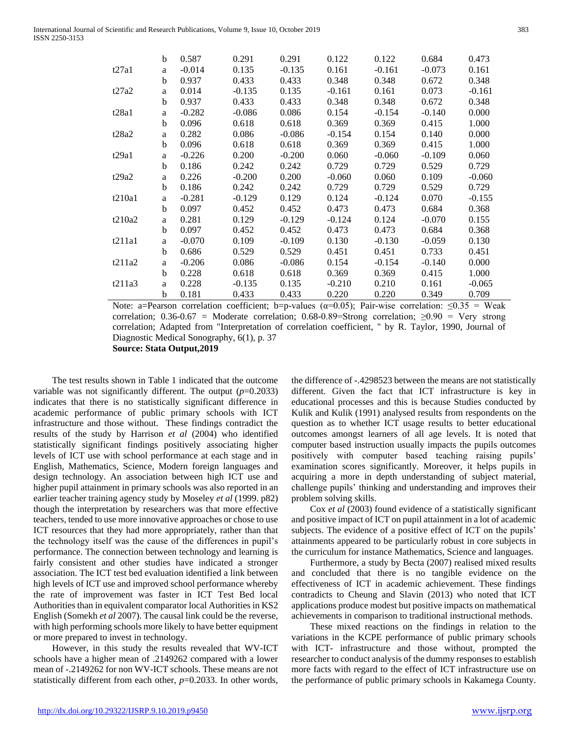| | | | | | | | | |
|---|---|---|---|---|---|---|---|---|
| | b | 0.587 | 0.291 | 0.291 | 0.122 | 0.122 | 0.684 | 0.473 |
| t27a1 | a | -0.014 | 0.135 | -0.135 | 0.161 | -0.161 | -0.073 | 0.161 |
| | b | 0.937 | 0.433 | 0.433 | 0.348 | 0.348 | 0.672 | 0.348 |
| t27a2 | a | 0.014 | -0.135 | 0.135 | -0.161 | 0.161 | 0.073 | -0.161 |
| | b | 0.937 | 0.433 | 0.433 | 0.348 | 0.348 | 0.672 | 0.348 |
| t28a1 | a | -0.282 | -0.086 | 0.086 | 0.154 | -0.154 | -0.140 | 0.000 |
| | b | 0.096 | 0.618 | 0.618 | 0.369 | 0.369 | 0.415 | 1.000 |
| t28a2 | a | 0.282 | 0.086 | -0.086 | -0.154 | 0.154 | 0.140 | 0.000 |
| | b | 0.096 | 0.618 | 0.618 | 0.369 | 0.369 | 0.415 | 1.000 |
| t29a1 | a | -0.226 | 0.200 | -0.200 | 0.060 | -0.060 | -0.109 | 0.060 |
| | b | 0.186 | 0.242 | 0.242 | 0.729 | 0.729 | 0.529 | 0.729 |
| t29a2 | a | 0.226 | -0.200 | 0.200 | -0.060 | 0.060 | 0.109 | -0.060 |
| | b | 0.186 | 0.242 | 0.242 | 0.729 | 0.729 | 0.529 | 0.729 |
| t210a1 | a | -0.281 | -0.129 | 0.129 | 0.124 | -0.124 | 0.070 | -0.155 |
| | b | 0.097 | 0.452 | 0.452 | 0.473 | 0.473 | 0.684 | 0.368 |
| t210a2 | a | 0.281 | 0.129 | -0.129 | -0.124 | 0.124 | -0.070 | 0.155 |
| | b | 0.097 | 0.452 | 0.452 | 0.473 | 0.473 | 0.684 | 0.368 |
| t211a1 | a | -0.070 | 0.109 | -0.109 | 0.130 | -0.130 | -0.059 | 0.130 |
| | b | 0.686 | 0.529 | 0.529 | 0.451 | 0.451 | 0.733 | 0.451 |
| t211a2 | a | -0.206 | 0.086 | -0.086 | 0.154 | -0.154 | -0.140 | 0.000 |
| | b | 0.228 | 0.618 | 0.618 | 0.369 | 0.369 | 0.415 | 1.000 |
| t211a3 | a | 0.228 | -0.135 | 0.135 | -0.210 | 0.210 | 0.161 | -0.065 |
| | b | 0.181 | 0.433 | 0.433 | 0.220 | 0.220 | 0.349 | 0.709 |

Note: a=Pearson correlation coefficient; b=p-values ($\alpha$=0.05); Pair-wise correlation: $\leq$0.35 = Weak correlation; 0.36-0.67 = Moderate correlation; 0.68-0.89=Strong correlation; $\geq$0.90 = Very strong correlation; Adapted from "Interpretation of correlation coefficient, " by R. Taylor, 1990, Journal of Diagnostic Medical Sonography, 6(1), p. 37

**Source: Stata Output,2019**

The test results shown in Table 1 indicated that the outcome variable was not significantly different. The output ($p$=0.2033) indicates that there is no statistically significant difference in academic performance of public primary schools with ICT infrastructure and those without. These findings contradict the results of the study by Harrison *et al* (2004) who identified statistically significant findings positively associating higher levels of ICT use with school performance at each stage and in English, Mathematics, Science, Modern foreign languages and design technology. An association between high ICT use and higher pupil attainment in primary schools was also reported in an earlier teacher training agency study by Moseley *et al* (1999. p82) though the interpretation by researchers was that more effective teachers, tended to use more innovative approaches or chose to use ICT resources that they had more appropriately, rather than that the technology itself was the cause of the differences in pupil's performance. The connection between technology and learning is fairly consistent and other studies have indicated a stronger association. The ICT test bed evaluation identified a link between high levels of ICT use and improved school performance whereby the rate of improvement was faster in ICT Test Bed local Authorities than in equivalent comparator local Authorities in KS2 English (Somekh *et al* 2007). The causal link could be the reverse, with high performing schools more likely to have better equipment or more prepared to invest in technology.

However, in this study the results revealed that WV-ICT schools have a higher mean of .2149262 compared with a lower mean of -.2149262 for non WV-ICT schools. These means are not statistically different from each other, $p$=0.2033. In other words, the difference of -.4298523 between the means are not statistically different. Given the fact that ICT infrastructure is key in educational processes and this is because Studies conducted by Kulik and Kulik (1991) analysed results from respondents on the question as to whether ICT usage results to better educational outcomes amongst learners of all age levels. It is noted that computer based instruction usually impacts the pupils outcomes positively with computer based teaching raising pupils' examination scores significantly. Moreover, it helps pupils in acquiring a more in depth understanding of subject material, challenge pupils' thinking and understanding and improves their problem solving skills.

Cox *et al* (2003) found evidence of a statistically significant and positive impact of ICT on pupil attainment in a lot of academic subjects. The evidence of a positive effect of ICT on the pupils' attainments appeared to be particularly robust in core subjects in the curriculum for instance Mathematics, Science and languages.

Furthermore, a study by Becta (2007) realised mixed results and concluded that there is no tangible evidence on the effectiveness of ICT in academic achievement. These findings contradicts to Cheung and Slavin (2013) who noted that ICT applications produce modest but positive impacts on mathematical achievements in comparison to traditional instructional methods.

These mixed reactions on the findings in relation to the variations in the KCPE performance of public primary schools with ICT- infrastructure and those without, prompted the researcher to conduct analysis of the dummy responses to establish more facts with regard to the effect of ICT infrastructure use on the performance of public primary schools in Kakamega County.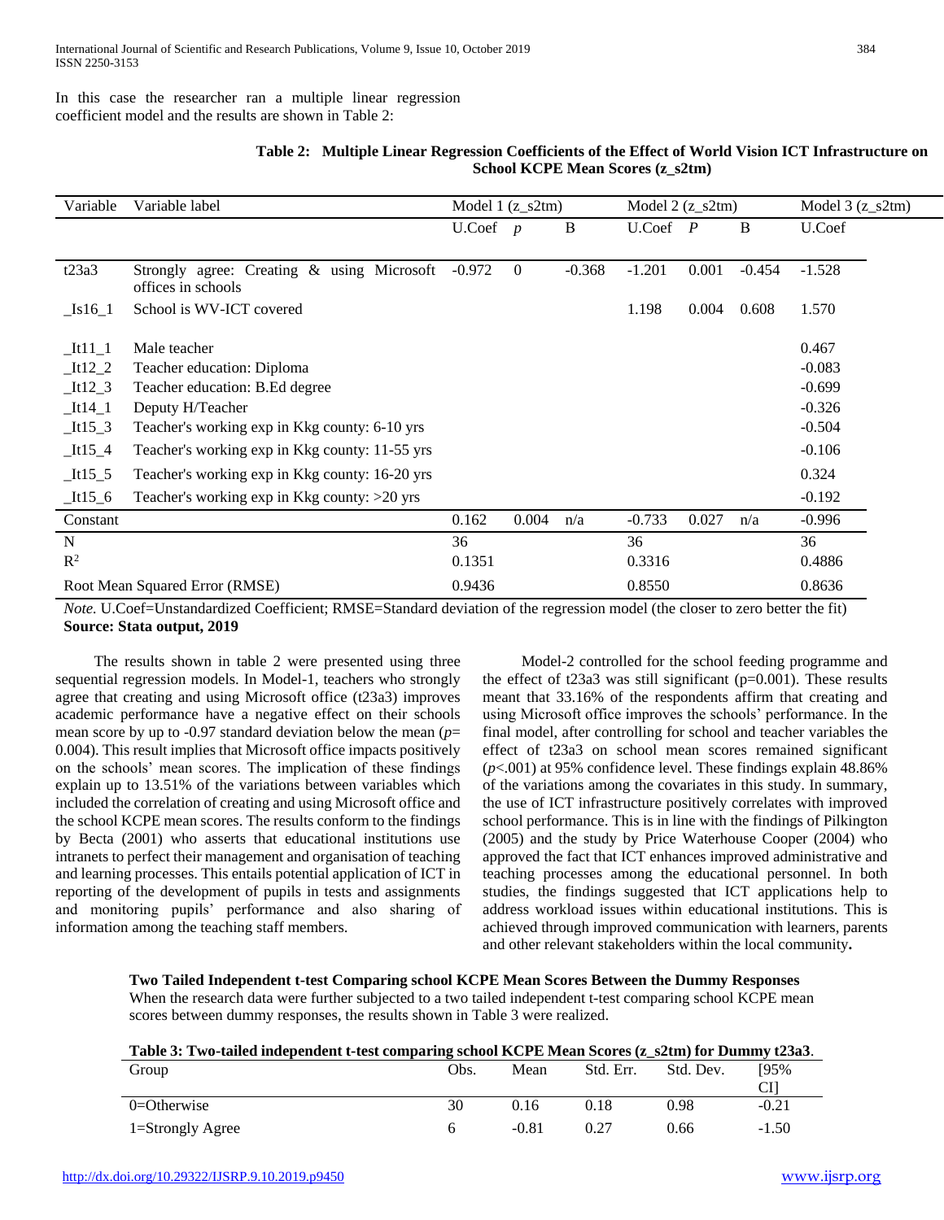In this case the researcher ran a multiple linear regression coefficient model and the results are shown in Table 2:

**Table 2: Multiple Linear Regression Coefficients of the Effect of World Vision ICT Infrastructure on School KCPE Mean Scores (z_s2tm)**

| Variable | Variable label | Model 1 (z_s2tm) | | | Model 2 (z_s2tm) | | | Model 3 (z_s2tm) |
|---|---|---|---|---|---|---|---|---|
| | | U.Coef | *p* | B | U.Coef | *P* | B | U.Coef |
| t23a3 | Strongly agree: Creating & using Microsoft offices in schools | -0.972 | 0 | -0.368 | -1.201 | 0.001 | -0.454 | -1.528 |
| _Is16_1 | School is WV-ICT covered | | | | 1.198 | 0.004 | 0.608 | 1.570 |
| _It11_1 | Male teacher | | | | | | | 0.467 |
| _It12_2 | Teacher education: Diploma | | | | | | | -0.083 |
| _It12_3 | Teacher education: B.Ed degree | | | | | | | -0.699 |
| _It14_1 | Deputy H/Teacher | | | | | | | -0.326 |
| _It15_3 | Teacher's working exp in Kkg county: 6-10 yrs | | | | | | | -0.504 |
| _It15_4 | Teacher's working exp in Kkg county: 11-55 yrs | | | | | | | -0.106 |
| _It15_5 | Teacher's working exp in Kkg county: 16-20 yrs | | | | | | | 0.324 |
| _It15_6 | Teacher's working exp in Kkg county: >20 yrs | | | | | | | -0.192 |
| Constant | | 0.162 | 0.004 | n/a | -0.733 | 0.027 | n/a | -0.996 |
| N | | 36 | | | 36 | | | 36 |
| $R^2$ | | 0.1351 | | | 0.3316 | | | 0.4886 |
| Root Mean Squared Error (RMSE) | | 0.9436 | | | 0.8550 | | | 0.8636 |

*Note.* U.Coef=Unstandardized Coefficient; RMSE=Standard deviation of the regression model (the closer to zero better the fit)
**Source: Stata output, 2019**

The results shown in table 2 were presented using three sequential regression models. In Model-1, teachers who strongly agree that creating and using Microsoft office (t23a3) improves academic performance have a negative effect on their schools mean score by up to -0.97 standard deviation below the mean ($p$= 0.004). This result implies that Microsoft office impacts positively on the schools' mean scores. The implication of these findings explain up to 13.51% of the variations between variables which included the correlation of creating and using Microsoft office and the school KCPE mean scores. The results conform to the findings by Becta (2001) who asserts that educational institutions use intranets to perfect their management and organisation of teaching and learning processes. This entails potential application of ICT in reporting of the development of pupils in tests and assignments and monitoring pupils' performance and also sharing of information among the teaching staff members.

Model-2 controlled for the school feeding programme and the effect of t23a3 was still significant (p=0.001). These results meant that 33.16% of the respondents affirm that creating and using Microsoft office improves the schools' performance. In the final model, after controlling for school and teacher variables the effect of t23a3 on school mean scores remained significant ($p$<.001) at 95% confidence level. These findings explain 48.86% of the variations among the covariates in this study. In summary, the use of ICT infrastructure positively correlates with improved school performance. This is in line with the findings of Pilkington (2005) and the study by Price Waterhouse Cooper (2004) who approved the fact that ICT enhances improved administrative and teaching processes among the educational personnel. In both studies, the findings suggested that ICT applications help to address workload issues within educational institutions. This is achieved through improved communication with learners, parents and other relevant stakeholders within the local community.

**Two Tailed Independent t-test Comparing school KCPE Mean Scores Between the Dummy Responses**

When the research data were further subjected to a two tailed independent t-test comparing school KCPE mean scores between dummy responses, the results shown in Table 3 were realized.

**Table 3: Two-tailed independent t-test comparing school KCPE Mean Scores (z_s2tm) for Dummy t23a3**.

| Group | Obs. | Mean | Std. Err. | Std. Dev. | [95% CI] |
|---|---|---|---|---|---|
| 0=Otherwise | 30 | 0.16 | 0.18 | 0.98 | -0.21 |
| 1=Strongly Agree | 6 | -0.81 | 0.27 | 0.66 | -1.50 |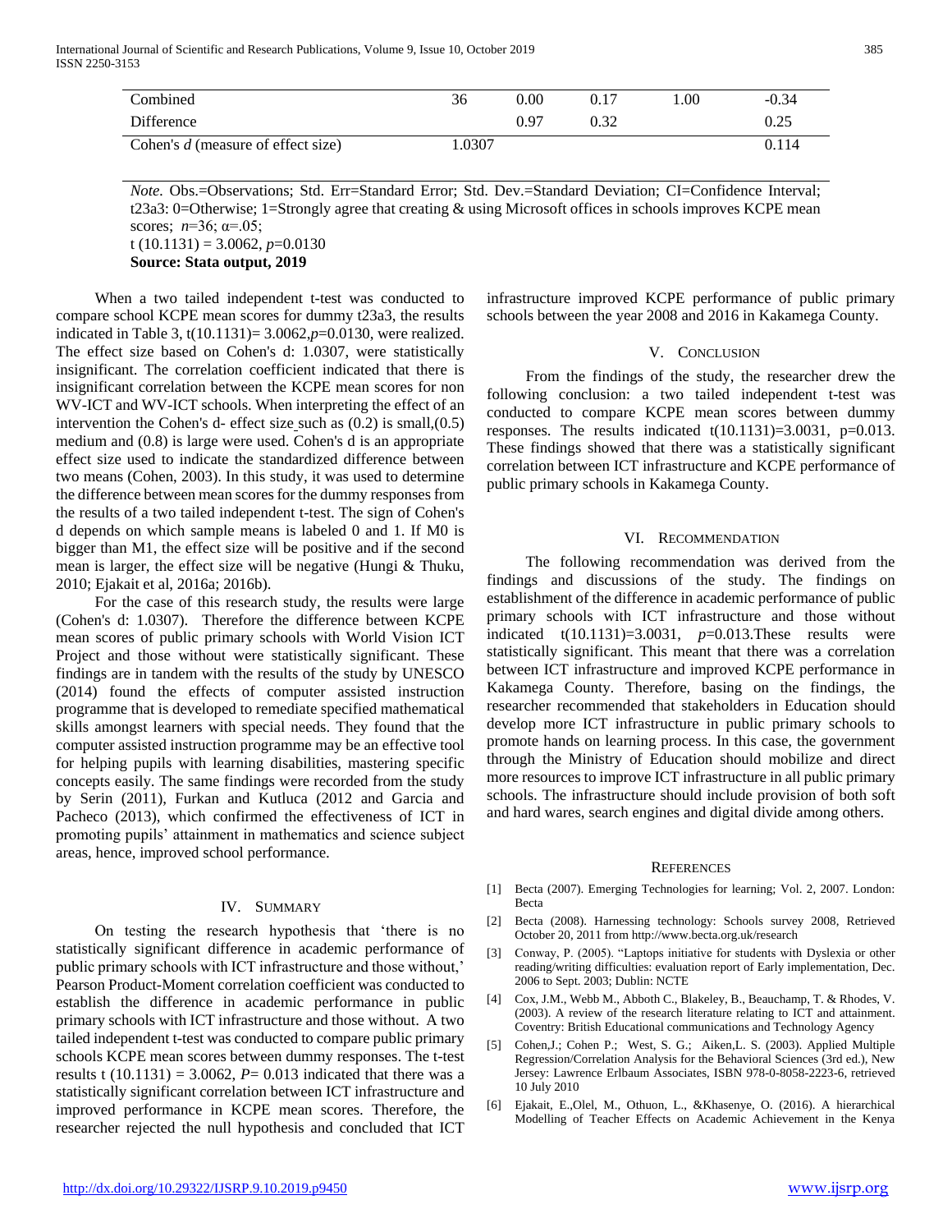| Combined | 36 | 0.00 | 0.17 | 1.00 | -0.34 |
|---|---|---|---|---|---|
| Difference | | 0.97 | 0.32 | | 0.25 |
| Cohen's *d* (measure of effect size) | 1.0307 | | | | 0.114 |

*Note.* Obs.=Observations; Std. Err=Standard Error; Std. Dev.=Standard Deviation; CI=Confidence Interval; t23a3: 0=Otherwise; 1=Strongly agree that creating & using Microsoft offices in schools improves KCPE mean scores; $n$=36; α=.05;
t (10.1131) = 3.0062, $p$=0.0130
**Source: Stata output, 2019**

When a two tailed independent t-test was conducted to compare school KCPE mean scores for dummy t23a3, the results indicated in Table 3, t(10.1131)= 3.0062,$p$=0.0130, were realized. The effect size based on Cohen's d: 1.0307, were statistically insignificant. The correlation coefficient indicated that there is insignificant correlation between the KCPE mean scores for non WV-ICT and WV-ICT schools. When interpreting the effect of an intervention the Cohen's d- effect size such as (0.2) is small,(0.5) medium and (0.8) is large were used. Cohen's d is an appropriate effect size used to indicate the standardized difference between two means (Cohen, 2003). In this study, it was used to determine the difference between mean scores for the dummy responses from the results of a two tailed independent t-test. The sign of Cohen's d depends on which sample means is labeled 0 and 1. If M0 is bigger than M1, the effect size will be positive and if the second mean is larger, the effect size will be negative (Hungi & Thuku, 2010; Ejakait et al, 2016a; 2016b).

For the case of this research study, the results were large (Cohen's d: 1.0307). Therefore the difference between KCPE mean scores of public primary schools with World Vision ICT Project and those without were statistically significant. These findings are in tandem with the results of the study by UNESCO (2014) found the effects of computer assisted instruction programme that is developed to remediate specified mathematical skills amongst learners with special needs. They found that the computer assisted instruction programme may be an effective tool for helping pupils with learning disabilities, mastering specific concepts easily. The same findings were recorded from the study by Serin (2011), Furkan and Kutluca (2012 and Garcia and Pacheco (2013), which confirmed the effectiveness of ICT in promoting pupils' attainment in mathematics and science subject areas, hence, improved school performance.

## IV. Summary

On testing the research hypothesis that 'there is no statistically significant difference in academic performance of public primary schools with ICT infrastructure and those without,' Pearson Product-Moment correlation coefficient was conducted to establish the difference in academic performance in public primary schools with ICT infrastructure and those without. A two tailed independent t-test was conducted to compare public primary schools KCPE mean scores between dummy responses. The t-test results t (10.1131) = 3.0062, $P$= 0.013 indicated that there was a statistically significant correlation between ICT infrastructure and improved performance in KCPE mean scores. Therefore, the researcher rejected the null hypothesis and concluded that ICT infrastructure improved KCPE performance of public primary schools between the year 2008 and 2016 in Kakamega County.

## V. Conclusion

From the findings of the study, the researcher drew the following conclusion: a two tailed independent t-test was conducted to compare KCPE mean scores between dummy responses. The results indicated t(10.1131)=3.0031, p=0.013. These findings showed that there was a statistically significant correlation between ICT infrastructure and KCPE performance of public primary schools in Kakamega County.

## VI. Recommendation

The following recommendation was derived from the findings and discussions of the study. The findings on establishment of the difference in academic performance of public primary schools with ICT infrastructure and those without indicated t(10.1131)=3.0031, $p$=0.013.These results were statistically significant. This meant that there was a correlation between ICT infrastructure and improved KCPE performance in Kakamega County. Therefore, basing on the findings, the researcher recommended that stakeholders in Education should develop more ICT infrastructure in public primary schools to promote hands on learning process. In this case, the government through the Ministry of Education should mobilize and direct more resources to improve ICT infrastructure in all public primary schools. The infrastructure should include provision of both soft and hard wares, search engines and digital divide among others.

## References

[1] Becta (2007). Emerging Technologies for learning; Vol. 2, 2007. London: Becta

[2] Becta (2008). Harnessing technology: Schools survey 2008, Retrieved October 20, 2011 from http://www.becta.org.uk/research

[3] Conway, P. (2005). "Laptops initiative for students with Dyslexia or other reading/writing difficulties: evaluation report of Early implementation, Dec. 2006 to Sept. 2003; Dublin: NCTE

[4] Cox, J.M., Webb M., Abboth C., Blakeley, B., Beauchamp, T. & Rhodes, V. (2003). A review of the research literature relating to ICT and attainment. Coventry: British Educational communications and Technology Agency

[5] Cohen,J.; Cohen P.; West, S. G.; Aiken,L. S. (2003). Applied Multiple Regression/Correlation Analysis for the Behavioral Sciences (3rd ed.), New Jersey: Lawrence Erlbaum Associates, ISBN 978-0-8058-2223-6, retrieved 10 July 2010

[6] Ejakait, E.,Olel, M., Othuon, L., &Khasenye, O. (2016). A hierarchical Modelling of Teacher Effects on Academic Achievement in the Kenya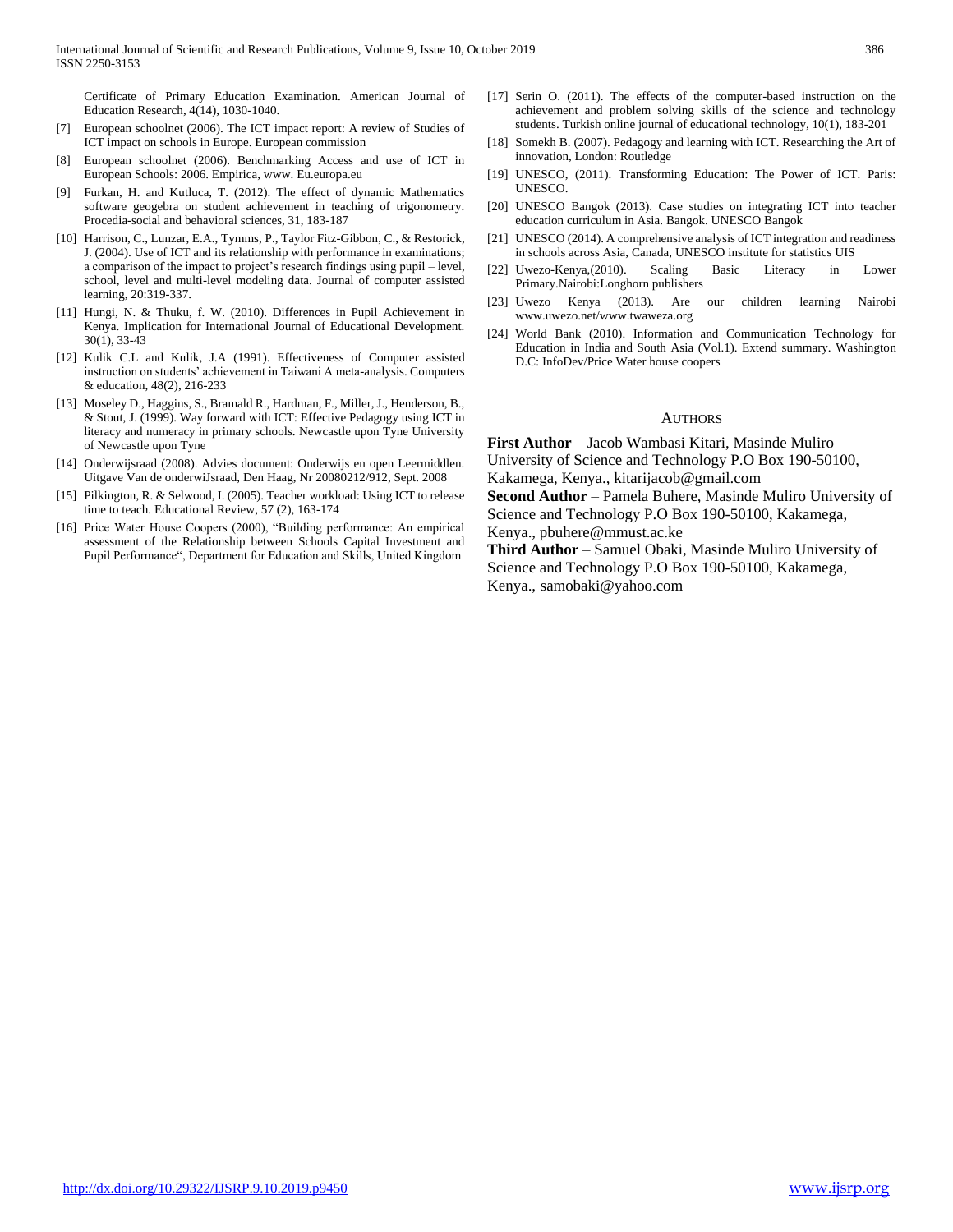Certificate of Primary Education Examination. American Journal of Education Research, 4(14), 1030-1040.

[7] European schoolnet (2006). The ICT impact report: A review of Studies of ICT impact on schools in Europe. European commission

[8] European schoolnet (2006). Benchmarking Access and use of ICT in European Schools: 2006. Empirica, www. Eu.europa.eu

[9] Furkan, H. and Kutluca, T. (2012). The effect of dynamic Mathematics software geogebra on student achievement in teaching of trigonometry. Procedia-social and behavioral sciences, 31, 183-187

[10] Harrison, C., Lunzar, E.A., Tymms, P., Taylor Fitz-Gibbon, C., & Restorick, J. (2004). Use of ICT and its relationship with performance in examinations; a comparison of the impact to project's research findings using pupil – level, school, level and multi-level modeling data. Journal of computer assisted learning, 20:319-337.

[11] Hungi, N. & Thuku, f. W. (2010). Differences in Pupil Achievement in Kenya. Implication for International Journal of Educational Development. 30(1), 33-43

[12] Kulik C.L and Kulik, J.A (1991). Effectiveness of Computer assisted instruction on students' achievement in Taiwani A meta-analysis. Computers & education, 48(2), 216-233

[13] Moseley D., Haggins, S., Bramald R., Hardman, F., Miller, J., Henderson, B., & Stout, J. (1999). Way forward with ICT: Effective Pedagogy using ICT in literacy and numeracy in primary schools. Newcastle upon Tyne University of Newcastle upon Tyne

[14] Onderwijsraad (2008). Advies document: Onderwijs en open Leermiddlen. Uitgave Van de onderwiJsraad, Den Haag, Nr 20080212/912, Sept. 2008

[15] Pilkington, R. & Selwood, I. (2005). Teacher workload: Using ICT to release time to teach. Educational Review, 57 (2), 163-174

[16] Price Water House Coopers (2000), "Building performance: An empirical assessment of the Relationship between Schools Capital Investment and Pupil Performance", Department for Education and Skills, United Kingdom

[17] Serin O. (2011). The effects of the computer-based instruction on the achievement and problem solving skills of the science and technology students. Turkish online journal of educational technology, 10(1), 183-201

[18] Somekh B. (2007). Pedagogy and learning with ICT. Researching the Art of innovation, London: Routledge

[19] UNESCO, (2011). Transforming Education: The Power of ICT. Paris: UNESCO.

[20] UNESCO Bangok (2013). Case studies on integrating ICT into teacher education curriculum in Asia. Bangok. UNESCO Bangok

[21] UNESCO (2014). A comprehensive analysis of ICT integration and readiness in schools across Asia, Canada, UNESCO institute for statistics UIS

[22] Uwezo-Kenya,(2010). Scaling Basic Literacy in Lower Primary.Nairobi:Longhorn publishers

[23] Uwezo Kenya (2013). Are our children learning Nairobi www.uwezo.net/www.twaweza.org

[24] World Bank (2010). Information and Communication Technology for Education in India and South Asia (Vol.1). Extend summary. Washington D.C: InfoDev/Price Water house coopers

## AUTHORS

**First Author** – Jacob Wambasi Kitari, Masinde Muliro University of Science and Technology P.O Box 190-50100, Kakamega, Kenya., kitarijacob@gmail.com

**Second Author** – Pamela Buhere, Masinde Muliro University of Science and Technology P.O Box 190-50100, Kakamega, Kenya., pbuhere@mmust.ac.ke

**Third Author** – Samuel Obaki, Masinde Muliro University of Science and Technology P.O Box 190-50100, Kakamega, Kenya., samobaki@yahoo.com